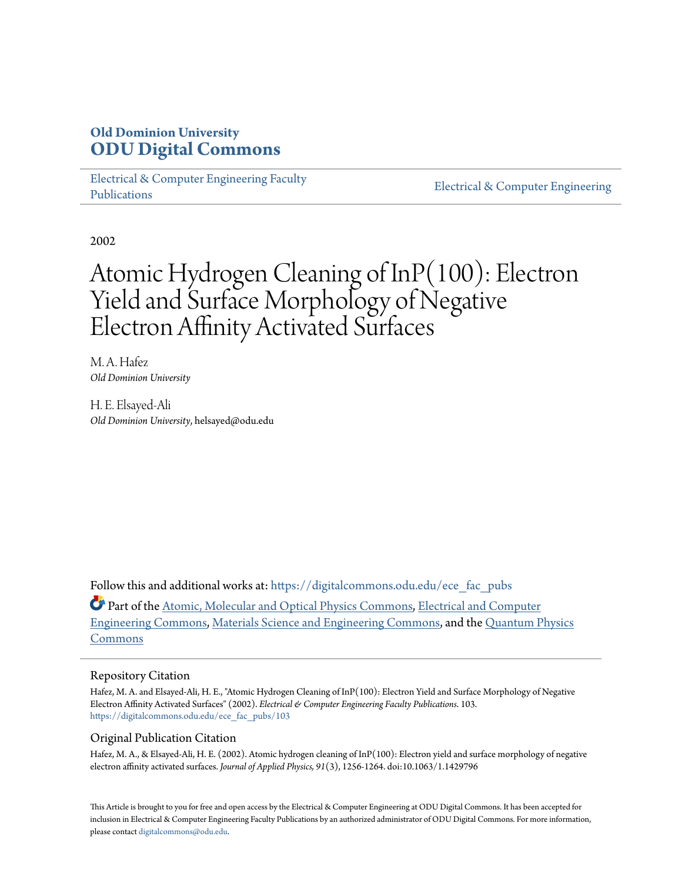**Old Dominion University**
**ODU Digital Commons**

Electrical & Computer Engineering Faculty Publications

Electrical & Computer Engineering

2002

# Atomic Hydrogen Cleaning of InP(100): Electron Yield and Surface Morphology of Negative Electron Affinity Activated Surfaces

M. A. Hafez
*Old Dominion University*

H. E. Elsayed-Ali
*Old Dominion University*, helsayed@odu.edu

Follow this and additional works at: https://digitalcommons.odu.edu/ece_fac_pubs

Part of the Atomic, Molecular and Optical Physics Commons, Electrical and Computer Engineering Commons, Materials Science and Engineering Commons, and the Quantum Physics Commons

## Repository Citation

Hafez, M. A. and Elsayed-Ali, H. E., "Atomic Hydrogen Cleaning of InP(100): Electron Yield and Surface Morphology of Negative Electron Affinity Activated Surfaces" (2002). *Electrical & Computer Engineering Faculty Publications*. 103.
https://digitalcommons.odu.edu/ece_fac_pubs/103

## Original Publication Citation

Hafez, M. A., & Elsayed-Ali, H. E. (2002). Atomic hydrogen cleaning of InP(100): Electron yield and surface morphology of negative electron affinity activated surfaces. *Journal of Applied Physics, 91*(3), 1256-1264. doi:10.1063/1.1429796

This Article is brought to you for free and open access by the Electrical & Computer Engineering at ODU Digital Commons. It has been accepted for inclusion in Electrical & Computer Engineering Faculty Publications by an authorized administrator of ODU Digital Commons. For more information, please contact digitalcommons@odu.edu.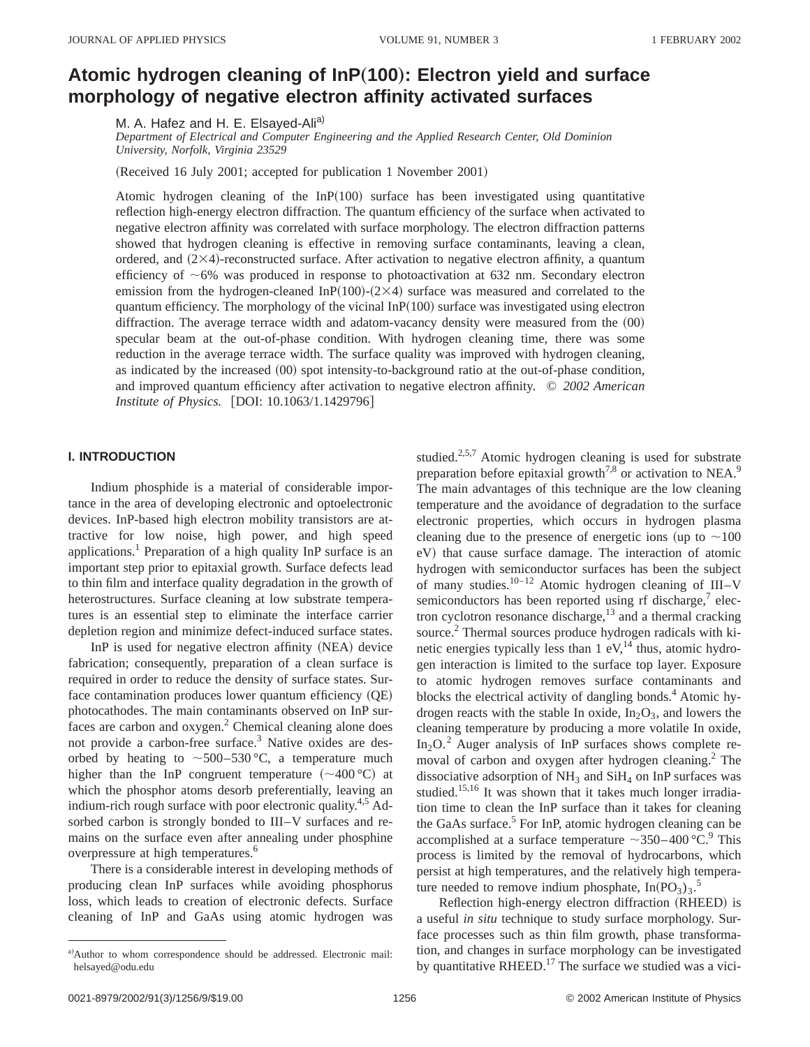# Atomic hydrogen cleaning of InP(100): Electron yield and surface morphology of negative electron affinity activated surfaces

M. A. Hafez and H. E. Elsayed-Ali[a]

*Department of Electrical and Computer Engineering and the Applied Research Center, Old Dominion University, Norfolk, Virginia 23529*

(Received 16 July 2001; accepted for publication 1 November 2001)

Atomic hydrogen cleaning of the InP(100) surface has been investigated using quantitative reflection high-energy electron diffraction. The quantum efficiency of the surface when activated to negative electron affinity was correlated with surface morphology. The electron diffraction patterns showed that hydrogen cleaning is effective in removing surface contaminants, leaving a clean, ordered, and (2×4)-reconstructed surface. After activation to negative electron affinity, a quantum efficiency of ~6% was produced in response to photoactivation at 632 nm. Secondary electron emission from the hydrogen-cleaned InP(100)-(2×4) surface was measured and correlated to the quantum efficiency. The morphology of the vicinal InP(100) surface was investigated using electron diffraction. The average terrace width and adatom-vacancy density were measured from the (00) specular beam at the out-of-phase condition. With hydrogen cleaning time, there was some reduction in the average terrace width. The surface quality was improved with hydrogen cleaning, as indicated by the increased (00) spot intensity-to-background ratio at the out-of-phase condition, and improved quantum efficiency after activation to negative electron affinity. © *2002 American Institute of Physics.* [DOI: 10.1063/1.1429796]

## I. INTRODUCTION

Indium phosphide is a material of considerable importance in the area of developing electronic and optoelectronic devices. InP-based high electron mobility transistors are attractive for low noise, high power, and high speed applications.[1] Preparation of a high quality InP surface is an important step prior to epitaxial growth. Surface defects lead to thin film and interface quality degradation in the growth of heterostructures. Surface cleaning at low substrate temperatures is an essential step to eliminate the interface carrier depletion region and minimize defect-induced surface states.

InP is used for negative electron affinity (NEA) device fabrication; consequently, preparation of a clean surface is required in order to reduce the density of surface states. Surface contamination produces lower quantum efficiency (QE) photocathodes. The main contaminants observed on InP surfaces are carbon and oxygen.[2] Chemical cleaning alone does not provide a carbon-free surface.[3] Native oxides are desorbed by heating to ~500–530 °C, a temperature much higher than the InP congruent temperature (~400 °C) at which the phosphor atoms desorb preferentially, leaving an indium-rich rough surface with poor electronic quality.[4,5] Adsorbed carbon is strongly bonded to III–V surfaces and remains on the surface even after annealing under phosphine overpressure at high temperatures.[6]

There is a considerable interest in developing methods of producing clean InP surfaces while avoiding phosphorus loss, which leads to creation of electronic defects. Surface cleaning of InP and GaAs using atomic hydrogen was studied.[2,5,7] Atomic hydrogen cleaning is used for substrate preparation before epitaxial growth[7,8] or activation to NEA.[9] The main advantages of this technique are the low cleaning temperature and the avoidance of degradation to the surface electronic properties, which occurs in hydrogen plasma cleaning due to the presence of energetic ions (up to ~100 eV) that cause surface damage. The interaction of atomic hydrogen with semiconductor surfaces has been the subject of many studies.[10–12] Atomic hydrogen cleaning of III–V semiconductors has been reported using rf discharge,[7] electron cyclotron resonance discharge,[13] and a thermal cracking source.[2] Thermal sources produce hydrogen radicals with kinetic energies typically less than 1 eV,[14] thus, atomic hydrogen interaction is limited to the surface top layer. Exposure to atomic hydrogen removes surface contaminants and blocks the electrical activity of dangling bonds.[4] Atomic hydrogen reacts with the stable In oxide, $In_2O_3$, and lowers the cleaning temperature by producing a more volatile In oxide, $In_2O$.[2] Auger analysis of InP surfaces shows complete removal of carbon and oxygen after hydrogen cleaning.[2] The dissociative adsorption of $NH_3$ and $SiH_4$ on InP surfaces was studied.[15,16] It was shown that it takes much longer irradiation time to clean the InP surface than it takes for cleaning the GaAs surface.[5] For InP, atomic hydrogen cleaning can be accomplished at a surface temperature ~350–400 °C.[9] This process is limited by the removal of hydrocarbons, which persist at high temperatures, and the relatively high temperature needed to remove indium phosphate, $In(PO_3)_3$.[5]

Reflection high-energy electron diffraction (RHEED) is a useful *in situ* technique to study surface morphology. Surface processes such as thin film growth, phase transformation, and changes in surface morphology can be investigated by quantitative RHEED.[17] The surface we studied was a vici-

[a]Author to whom correspondence should be addressed. Electronic mail: helsayed@odu.edu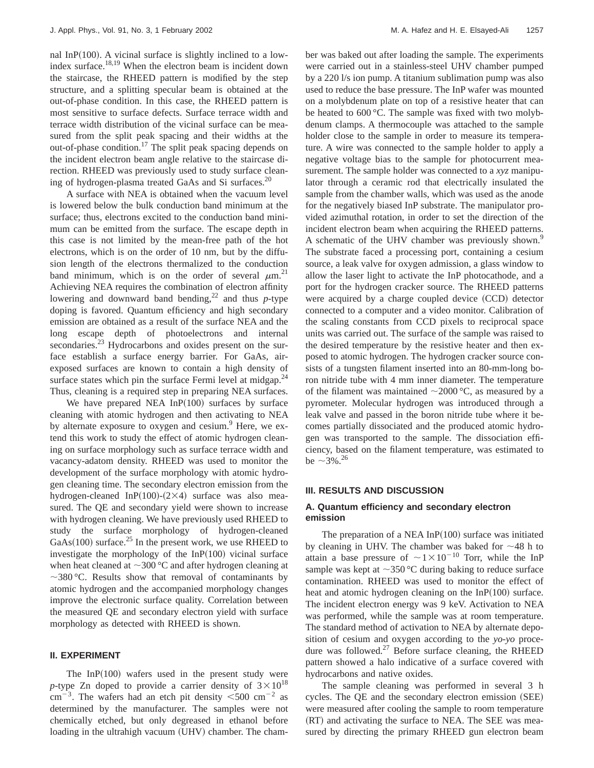nal InP(100). A vicinal surface is slightly inclined to a low-index surface.[18,19] When the electron beam is incident down the staircase, the RHEED pattern is modified by the step structure, and a splitting specular beam is obtained at the out-of-phase condition. In this case, the RHEED pattern is most sensitive to surface defects. Surface terrace width and terrace width distribution of the vicinal surface can be measured from the split peak spacing and their widths at the out-of-phase condition.[17] The split peak spacing depends on the incident electron beam angle relative to the staircase direction. RHEED was previously used to study surface cleaning of hydrogen-plasma treated GaAs and Si surfaces.[20]

A surface with NEA is obtained when the vacuum level is lowered below the bulk conduction band minimum at the surface; thus, electrons excited to the conduction band minimum can be emitted from the surface. The escape depth in this case is not limited by the mean-free path of the hot electrons, which is on the order of 10 nm, but by the diffusion length of the electrons thermalized to the conduction band minimum, which is on the order of several $\mu$m.[21] Achieving NEA requires the combination of electron affinity lowering and downward band bending,[22] and thus *p*-type doping is favored. Quantum efficiency and high secondary emission are obtained as a result of the surface NEA and the long escape depth of photoelectrons and internal secondaries.[23] Hydrocarbons and oxides present on the surface establish a surface energy barrier. For GaAs, air-exposed surfaces are known to contain a high density of surface states which pin the surface Fermi level at midgap.[24] Thus, cleaning is a required step in preparing NEA surfaces.

We have prepared NEA InP(100) surfaces by surface cleaning with atomic hydrogen and then activating to NEA by alternate exposure to oxygen and cesium.[9] Here, we extend this work to study the effect of atomic hydrogen cleaning on surface morphology such as surface terrace width and vacancy-adatom density. RHEED was used to monitor the development of the surface morphology with atomic hydrogen cleaning time. The secondary electron emission from the hydrogen-cleaned InP(100)-(2×4) surface was also measured. The QE and secondary yield were shown to increase with hydrogen cleaning. We have previously used RHEED to study the surface morphology of hydrogen-cleaned GaAs(100) surface.[25] In the present work, we use RHEED to investigate the morphology of the InP(100) vicinal surface when heat cleaned at ~300 °C and after hydrogen cleaning at ~380 °C. Results show that removal of contaminants by atomic hydrogen and the accompanied morphology changes improve the electronic surface quality. Correlation between the measured QE and secondary electron yield with surface morphology as detected with RHEED is shown.

## II. EXPERIMENT

The InP(100) wafers used in the present study were *p*-type Zn doped to provide a carrier density of $3\times10^{18}$ cm$^{-3}$. The wafers had an etch pit density $<500$ cm$^{-2}$ as determined by the manufacturer. The samples were not chemically etched, but only degreased in ethanol before loading in the ultrahigh vacuum (UHV) chamber. The chamber was baked out after loading the sample. The experiments were carried out in a stainless-steel UHV chamber pumped by a 220 l/s ion pump. A titanium sublimation pump was also used to reduce the base pressure. The InP wafer was mounted on a molybdenum plate on top of a resistive heater that can be heated to 600 °C. The sample was fixed with two molybdenum clamps. A thermocouple was attached to the sample holder close to the sample in order to measure its temperature. A wire was connected to the sample holder to apply a negative voltage bias to the sample for photocurrent measurement. The sample holder was connected to a *xyz* manipulator through a ceramic rod that electrically insulated the sample from the chamber walls, which was used as the anode for the negatively biased InP substrate. The manipulator provided azimuthal rotation, in order to set the direction of the incident electron beam when acquiring the RHEED patterns. A schematic of the UHV chamber was previously shown.[9] The substrate faced a processing port, containing a cesium source, a leak valve for oxygen admission, a glass window to allow the laser light to activate the InP photocathode, and a port for the hydrogen cracker source. The RHEED patterns were acquired by a charge coupled device (CCD) detector connected to a computer and a video monitor. Calibration of the scaling constants from CCD pixels to reciprocal space units was carried out. The surface of the sample was raised to the desired temperature by the resistive heater and then exposed to atomic hydrogen. The hydrogen cracker source consists of a tungsten filament inserted into an 80-mm-long boron nitride tube with 4 mm inner diameter. The temperature of the filament was maintained ~2000 °C, as measured by a pyrometer. Molecular hydrogen was introduced through a leak valve and passed in the boron nitride tube where it becomes partially dissociated and the produced atomic hydrogen was transported to the sample. The dissociation efficiency, based on the filament temperature, was estimated to be ~3%.[26]

## III. RESULTS AND DISCUSSION

### A. Quantum efficiency and secondary electron emission

The preparation of a NEA InP(100) surface was initiated by cleaning in UHV. The chamber was baked for ~48 h to attain a base pressure of $\sim1\times10^{-10}$ Torr, while the InP sample was kept at ~350 °C during baking to reduce surface contamination. RHEED was used to monitor the effect of heat and atomic hydrogen cleaning on the InP(100) surface. The incident electron energy was 9 keV. Activation to NEA was performed, while the sample was at room temperature. The standard method of activation to NEA by alternate deposition of cesium and oxygen according to the *yo-yo* procedure was followed.[27] Before surface cleaning, the RHEED pattern showed a halo indicative of a surface covered with hydrocarbons and native oxides.

The sample cleaning was performed in several 3 h cycles. The QE and the secondary electron emission (SEE) were measured after cooling the sample to room temperature (RT) and activating the surface to NEA. The SEE was measured by directing the primary RHEED gun electron beam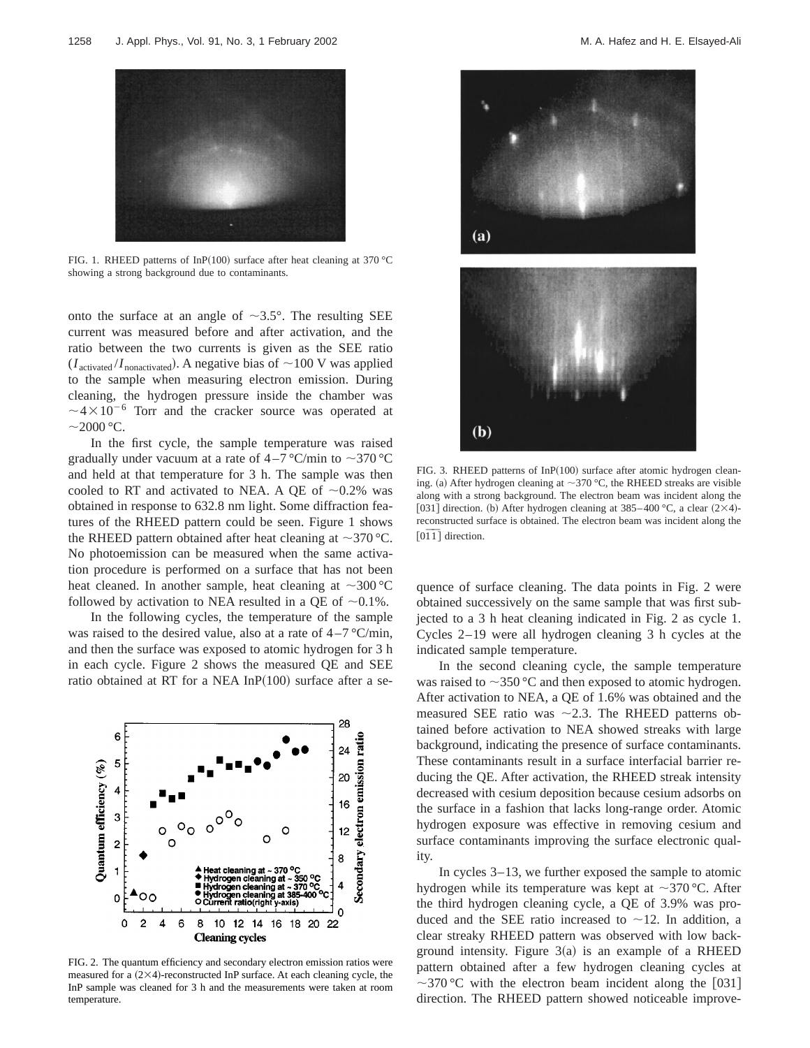FIG. 1. RHEED patterns of InP(100) surface after heat cleaning at 370 °C showing a strong background due to contaminants.

onto the surface at an angle of ~3.5°. The resulting SEE current was measured before and after activation, and the ratio between the two currents is given as the SEE ratio ($I_{activated}/I_{nonactivated}$). A negative bias of ~100 V was applied to the sample when measuring electron emission. During cleaning, the hydrogen pressure inside the chamber was $\sim 4\times10^{-6}$ Torr and the cracker source was operated at ~2000 °C.

In the first cycle, the sample temperature was raised gradually under vacuum at a rate of 4–7 °C/min to ~370 °C and held at that temperature for 3 h. The sample was then cooled to RT and activated to NEA. A QE of ~0.2% was obtained in response to 632.8 nm light. Some diffraction features of the RHEED pattern could be seen. Figure 1 shows the RHEED pattern obtained after heat cleaning at ~370 °C. No photoemission can be measured when the same activation procedure is performed on a surface that has not been heat cleaned. In another sample, heat cleaning at ~300 °C followed by activation to NEA resulted in a QE of ~0.1%.

In the following cycles, the temperature of the sample was raised to the desired value, also at a rate of 4–7 °C/min, and then the surface was exposed to atomic hydrogen for 3 h in each cycle. Figure 2 shows the measured QE and SEE ratio obtained at RT for a NEA InP(100) surface after a sequence of surface cleaning. The data points in Fig. 2 were obtained successively on the same sample that was first subjected to a 3 h heat cleaning indicated in Fig. 2 as cycle 1. Cycles 2–19 were all hydrogen cleaning 3 h cycles at the indicated sample temperature.

FIG. 2. The quantum efficiency and secondary electron emission ratios were measured for a (2×4)-reconstructed InP surface. At each cleaning cycle, the InP sample was cleaned for 3 h and the measurements were taken at room temperature.

FIG. 3. RHEED patterns of InP(100) surface after atomic hydrogen cleaning. (a) After hydrogen cleaning at ~370 °C, the RHEED streaks are visible along with a strong background. The electron beam was incident along the [031] direction. (b) After hydrogen cleaning at 385–400 °C, a clear (2×4)-reconstructed surface is obtained. The electron beam was incident along the $[0\bar{1}\bar{1}]$ direction.

In the second cleaning cycle, the sample temperature was raised to ~350 °C and then exposed to atomic hydrogen. After activation to NEA, a QE of 1.6% was obtained and the measured SEE ratio was ~2.3. The RHEED patterns obtained before activation to NEA showed streaks with large background, indicating the presence of surface contaminants. These contaminants result in a surface interfacial barrier reducing the QE. After activation, the RHEED streak intensity decreased with cesium deposition because cesium adsorbs on the surface in a fashion that lacks long-range order. Atomic hydrogen exposure was effective in removing cesium and surface contaminants improving the surface electronic quality.

In cycles 3–13, we further exposed the sample to atomic hydrogen while its temperature was kept at ~370 °C. After the third hydrogen cleaning cycle, a QE of 3.9% was produced and the SEE ratio increased to ~12. In addition, a clear streaky RHEED pattern was observed with low background intensity. Figure 3(a) is an example of a RHEED pattern obtained after a few hydrogen cleaning cycles at ~370 °C with the electron beam incident along the [031] direction. The RHEED pattern showed noticeable improve-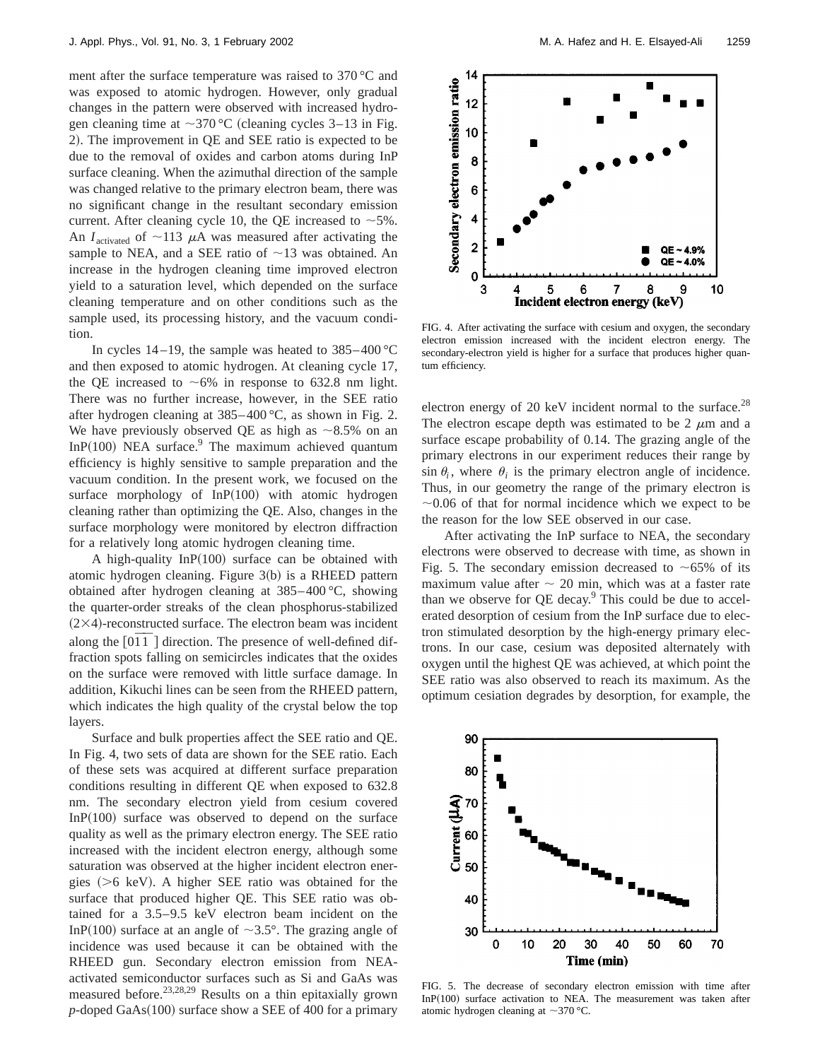ment after the surface temperature was raised to 370 °C and was exposed to atomic hydrogen. However, only gradual changes in the pattern were observed with increased hydrogen cleaning time at ~370 °C (cleaning cycles 3–13 in Fig. 2). The improvement in QE and SEE ratio is expected to be due to the removal of oxides and carbon atoms during InP surface cleaning. When the azimuthal direction of the sample was changed relative to the primary electron beam, there was no significant change in the resultant secondary emission current. After cleaning cycle 10, the QE increased to ~5%. An $I_{\text{activated}}$ of ~113 $\mu$A was measured after activating the sample to NEA, and a SEE ratio of ~13 was obtained. An increase in the hydrogen cleaning time improved electron yield to a saturation level, which depended on the surface cleaning temperature and on other conditions such as the sample used, its processing history, and the vacuum condition.

In cycles 14–19, the sample was heated to 385–400 °C and then exposed to atomic hydrogen. At cleaning cycle 17, the QE increased to ~6% in response to 632.8 nm light. There was no further increase, however, in the SEE ratio after hydrogen cleaning at 385–400 °C, as shown in Fig. 2. We have previously observed QE as high as ~8.5% on an InP(100) NEA surface.[9] The maximum achieved quantum efficiency is highly sensitive to sample preparation and the vacuum condition. In the present work, we focused on the surface morphology of InP(100) with atomic hydrogen cleaning rather than optimizing the QE. Also, changes in the surface morphology were monitored by electron diffraction for a relatively long atomic hydrogen cleaning time.

A high-quality InP(100) surface can be obtained with atomic hydrogen cleaning. Figure 3(b) is a RHEED pattern obtained after hydrogen cleaning at 385–400 °C, showing the quarter-order streaks of the clean phosphorus-stabilized (2×4)-reconstructed surface. The electron beam was incident along the $[0\bar{1}\bar{1}]$ direction. The presence of well-defined diffraction spots falling on semicircles indicates that the oxides on the surface were removed with little surface damage. In addition, Kikuchi lines can be seen from the RHEED pattern, which indicates the high quality of the crystal below the top layers.

Surface and bulk properties affect the SEE ratio and QE. In Fig. 4, two sets of data are shown for the SEE ratio. Each of these sets was acquired at different surface preparation conditions resulting in different QE when exposed to 632.8 nm. The secondary electron yield from cesium covered InP(100) surface was observed to depend on the surface quality as well as the primary electron energy. The SEE ratio increased with the incident electron energy, although some saturation was observed at the higher incident electron energies (>6 keV). A higher SEE ratio was obtained for the surface that produced higher QE. This SEE ratio was obtained for a 3.5–9.5 keV electron beam incident on the InP(100) surface at an angle of ~3.5°. The grazing angle of incidence was used because it can be obtained with the RHEED gun. Secondary electron emission from NEA-activated semiconductor surfaces such as Si and GaAs was measured before.[23,28,29] Results on a thin epitaxially grown *p*-doped GaAs(100) surface show a SEE of 400 for a primary electron energy of 20 keV incident normal to the surface.[28] The electron escape depth was estimated to be 2 $\mu$m and a surface escape probability of 0.14. The grazing angle of the primary electrons in our experiment reduces their range by $\sin\theta_i$, where $\theta_i$ is the primary electron angle of incidence. Thus, in our geometry the range of the primary electron is ~0.06 of that for normal incidence which we expect to be the reason for the low SEE observed in our case.

FIG. 4. After activating the surface with cesium and oxygen, the secondary electron emission increased with the incident electron energy. The secondary-electron yield is higher for a surface that produces higher quantum efficiency.

After activating the InP surface to NEA, the secondary electrons were observed to decrease with time, as shown in Fig. 5. The secondary emission decreased to ~65% of its maximum value after ~ 20 min, which was at a faster rate than we observe for QE decay.[9] This could be due to accelerated desorption of cesium from the InP surface due to electron stimulated desorption by the high-energy primary electrons. In our case, cesium was deposited alternately with oxygen until the highest QE was achieved, at which point the SEE ratio was also observed to reach its maximum. As the optimum cesiation degrades by desorption, for example, the

FIG. 5. The decrease of secondary electron emission with time after InP(100) surface activation to NEA. The measurement was taken after atomic hydrogen cleaning at ~370 °C.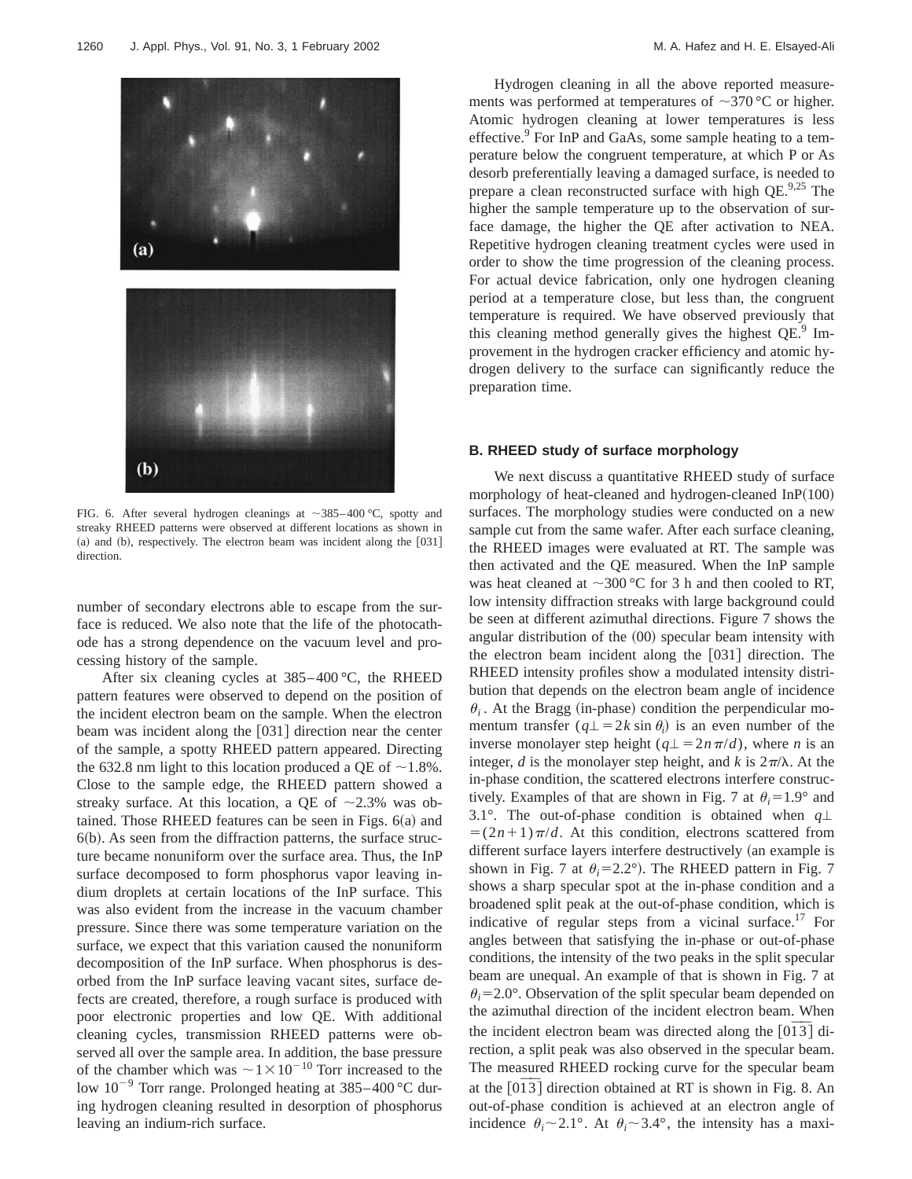FIG. 6. After several hydrogen cleanings at ~385–400 °C, spotty and streaky RHEED patterns were observed at different locations as shown in (a) and (b), respectively. The electron beam was incident along the [031] direction.

number of secondary electrons able to escape from the surface is reduced. We also note that the life of the photocathode has a strong dependence on the vacuum level and processing history of the sample.

After six cleaning cycles at 385–400 °C, the RHEED pattern features were observed to depend on the position of the incident electron beam on the sample. When the electron beam was incident along the [031] direction near the center of the sample, a spotty RHEED pattern appeared. Directing the 632.8 nm light to this location produced a QE of ~1.8%. Close to the sample edge, the RHEED pattern showed a streaky surface. At this location, a QE of ~2.3% was obtained. Those RHEED features can be seen in Figs. 6(a) and 6(b). As seen from the diffraction patterns, the surface structure became nonuniform over the surface area. Thus, the InP surface decomposed to form phosphorus vapor leaving indium droplets at certain locations of the InP surface. This was also evident from the increase in the vacuum chamber pressure. Since there was some temperature variation on the surface, we expect that this variation caused the nonuniform decomposition of the InP surface. When phosphorus is desorbed from the InP surface leaving vacant sites, surface defects are created, therefore, a rough surface is produced with poor electronic properties and low QE. With additional cleaning cycles, transmission RHEED patterns were observed all over the sample area. In addition, the base pressure of the chamber which was $\sim 1\times10^{-10}$ Torr increased to the low $10^{-9}$ Torr range. Prolonged heating at 385–400 °C during hydrogen cleaning resulted in desorption of phosphorus leaving an indium-rich surface.

Hydrogen cleaning in all the above reported measurements was performed at temperatures of ~370 °C or higher. Atomic hydrogen cleaning at lower temperatures is less effective.[9] For InP and GaAs, some sample heating to a temperature below the congruent temperature, at which P or As desorb preferentially leaving a damaged surface, is needed to prepare a clean reconstructed surface with high QE.[9,25] The higher the sample temperature up to the observation of surface damage, the higher the QE after activation to NEA. Repetitive hydrogen cleaning treatment cycles were used in order to show the time progression of the cleaning process. For actual device fabrication, only one hydrogen cleaning period at a temperature close, but less than, the congruent temperature is required. We have observed previously that this cleaning method generally gives the highest QE.[9] Improvement in the hydrogen cracker efficiency and atomic hydrogen delivery to the surface can significantly reduce the preparation time.

### B. RHEED study of surface morphology

We next discuss a quantitative RHEED study of surface morphology of heat-cleaned and hydrogen-cleaned InP(100) surfaces. The morphology studies were conducted on a new sample cut from the same wafer. After each surface cleaning, the RHEED images were evaluated at RT. The sample was then activated and the QE measured. When the InP sample was heat cleaned at ~300 °C for 3 h and then cooled to RT, low intensity diffraction streaks with large background could be seen at different azimuthal directions. Figure 7 shows the angular distribution of the (00) specular beam intensity with the electron beam incident along the [031] direction. The RHEED intensity profiles show a modulated intensity distribution that depends on the electron beam angle of incidence $\theta_i$. At the Bragg (in-phase) condition the perpendicular momentum transfer ($q\perp = 2k\sin\theta_i$) is an even number of the inverse monolayer step height ($q\perp = 2n\pi/d$), where $n$ is an integer, $d$ is the monolayer step height, and $k$ is $2\pi/\lambda$. At the in-phase condition, the scattered electrons interfere constructively. Examples of that are shown in Fig. 7 at $\theta_i = 1.9°$ and 3.1°. The out-of-phase condition is obtained when $q\perp = (2n+1)\pi/d$. At this condition, electrons scattered from different surface layers interfere destructively (an example is shown in Fig. 7 at $\theta_i = 2.2°$). The RHEED pattern in Fig. 7 shows a sharp specular spot at the in-phase condition and a broadened split peak at the out-of-phase condition, which is indicative of regular steps from a vicinal surface.[17] For angles between that satisfying the in-phase or out-of-phase conditions, the intensity of the two peaks in the split specular beam are unequal. An example of that is shown in Fig. 7 at $\theta_i = 2.0°$. Observation of the split specular beam depended on the azimuthal direction of the incident electron beam. When the incident electron beam was directed along the $[0\bar{1}\bar{3}]$ direction, a split peak was also observed in the specular beam. The measured RHEED rocking curve for the specular beam at the $[0\bar{1}\bar{3}]$ direction obtained at RT is shown in Fig. 8. An out-of-phase condition is achieved at an electron angle of incidence $\theta_i \sim 2.1°$. At $\theta_i \sim 3.4°$, the intensity has a maxi-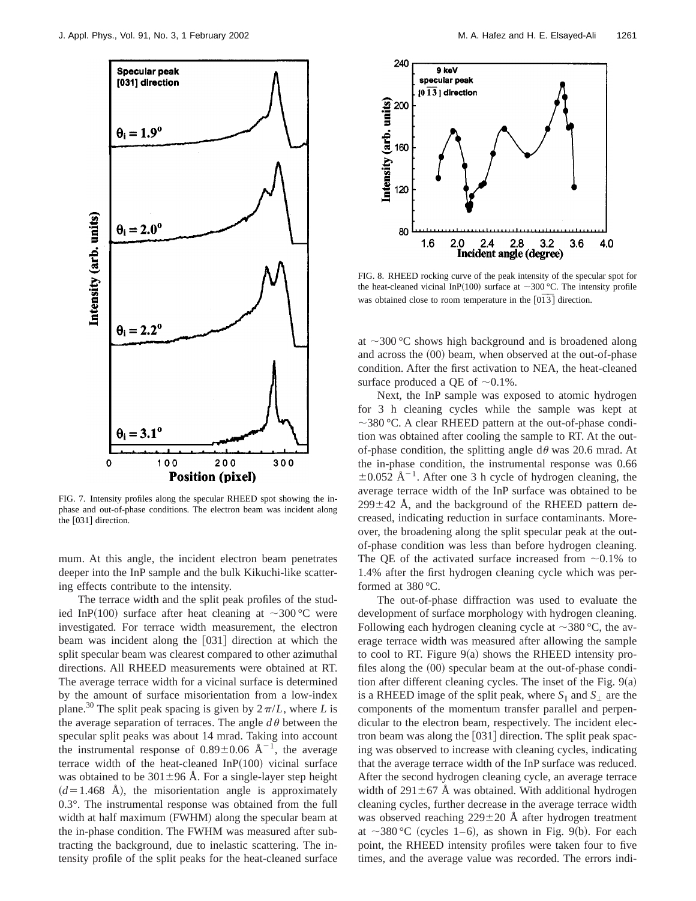FIG. 7. Intensity profiles along the specular RHEED spot showing the in-phase and out-of-phase conditions. The electron beam was incident along the [031] direction.

FIG. 8. RHEED rocking curve of the peak intensity of the specular spot for the heat-cleaned vicinal InP(100) surface at ~300 °C. The intensity profile was obtained close to room temperature in the $[0\bar{1}\bar{3}]$ direction.

mum. At this angle, the incident electron beam penetrates deeper into the InP sample and the bulk Kikuchi-like scattering effects contribute to the intensity.

The terrace width and the split peak profiles of the studied InP(100) surface after heat cleaning at ~300 °C were investigated. For terrace width measurement, the electron beam was incident along the [031] direction at which the split specular beam was clearest compared to other azimuthal directions. All RHEED measurements were obtained at RT. The average terrace width for a vicinal surface is determined by the amount of surface misorientation from a low-index plane.[30] The split peak spacing is given by $2\pi/L$, where $L$ is the average separation of terraces. The angle $d\theta$ between the specular split peaks was about 14 mrad. Taking into account the instrumental response of $0.89 \pm 0.06$ Å$^{-1}$, the average terrace width of the heat-cleaned InP(100) vicinal surface was obtained to be $301 \pm 96$ Å. For a single-layer step height ($d = 1.468$ Å), the misorientation angle is approximately 0.3°. The instrumental response was obtained from the full width at half maximum (FWHM) along the specular beam at the in-phase condition. The FWHM was measured after subtracting the background, due to inelastic scattering. The intensity profile of the split peaks for the heat-cleaned surface at ~300 °C shows high background and is broadened along and across the (00) beam, when observed at the out-of-phase condition. After the first activation to NEA, the heat-cleaned surface produced a QE of ~0.1%.

Next, the InP sample was exposed to atomic hydrogen for 3 h cleaning cycles while the sample was kept at ~380 °C. A clear RHEED pattern at the out-of-phase condition was obtained after cooling the sample to RT. At the out-of-phase condition, the splitting angle d$\theta$ was 20.6 mrad. At the in-phase condition, the instrumental response was $0.66 \pm 0.052$ Å$^{-1}$. After one 3 h cycle of hydrogen cleaning, the average terrace width of the InP surface was obtained to be $299 \pm 42$ Å, and the background of the RHEED pattern decreased, indicating reduction in surface contaminants. Moreover, the broadening along the split specular peak at the out-of-phase condition was less than before hydrogen cleaning. The QE of the activated surface increased from ~0.1% to 1.4% after the first hydrogen cleaning cycle which was performed at 380 °C.

The out-of-phase diffraction was used to evaluate the development of surface morphology with hydrogen cleaning. Following each hydrogen cleaning cycle at ~380 °C, the average terrace width was measured after allowing the sample to cool to RT. Figure 9(a) shows the RHEED intensity profiles along the (00) specular beam at the out-of-phase condition after different cleaning cycles. The inset of the Fig. 9(a) is a RHEED image of the split peak, where $S_{\parallel}$ and $S_{\perp}$ are the components of the momentum transfer parallel and perpendicular to the electron beam, respectively. The incident electron beam was along the [031] direction. The split peak spacing was observed to increase with cleaning cycles, indicating that the average terrace width of the InP surface was reduced. After the second hydrogen cleaning cycle, an average terrace width of $291 \pm 67$ Å was obtained. With additional hydrogen cleaning cycles, further decrease in the average terrace width was observed reaching $229 \pm 20$ Å after hydrogen treatment at ~380 °C (cycles 1–6), as shown in Fig. 9(b). For each point, the RHEED intensity profiles were taken four to five times, and the average value was recorded. The errors indi-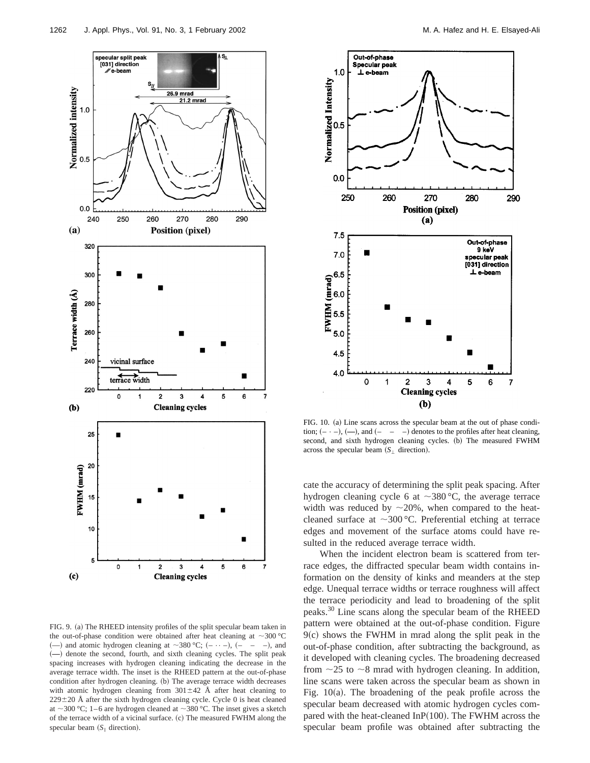FIG. 9. (a) The RHEED intensity profiles of the split specular beam taken in the out-of-phase condition were obtained after heat cleaning at ~300 °C (—) and atomic hydrogen cleaning at ~380 °C; (– ·· –), (– – –), and (—) denote the second, fourth, and sixth cleaning cycles. The split peak spacing increases with hydrogen cleaning indicating the decrease in the average terrace width. The inset is the RHEED pattern at the out-of-phase condition after hydrogen cleaning. (b) The average terrace width decreases with atomic hydrogen cleaning from 301±42 Å after heat cleaning to 229±20 Å after the sixth hydrogen cleaning cycle. Cycle 0 is heat cleaned at ~300 °C; 1–6 are hydrogen cleaned at ~380 °C. The inset gives a sketch of the terrace width of a vicinal surface. (c) The measured FWHM along the specular beam ($S_{\parallel}$ direction).

FIG. 10. (a) Line scans across the specular beam at the out of phase condition; (– · –), (—), and (– – –) denotes to the profiles after heat cleaning, second, and sixth hydrogen cleaning cycles. (b) The measured FWHM across the specular beam ($S_{\perp}$ direction).

cate the accuracy of determining the split peak spacing. After hydrogen cleaning cycle 6 at ~380 °C, the average terrace width was reduced by ~20%, when compared to the heat-cleaned surface at ~300 °C. Preferential etching at terrace edges and movement of the surface atoms could have resulted in the reduced average terrace width.

When the incident electron beam is scattered from terrace edges, the diffracted specular beam width contains information on the density of kinks and meanders at the step edge. Unequal terrace widths or terrace roughness will affect the terrace periodicity and lead to broadening of the split peaks.[30] Line scans along the specular beam of the RHEED pattern were obtained at the out-of-phase condition. Figure 9(c) shows the FWHM in mrad along the split peak in the out-of-phase condition, after subtracting the background, as it developed with cleaning cycles. The broadening decreased from ~25 to ~8 mrad with hydrogen cleaning. In addition, line scans were taken across the specular beam as shown in Fig. 10(a). The broadening of the peak profile across the specular beam decreased with atomic hydrogen cycles compared with the heat-cleaned InP(100). The FWHM across the specular beam profile was obtained after subtracting the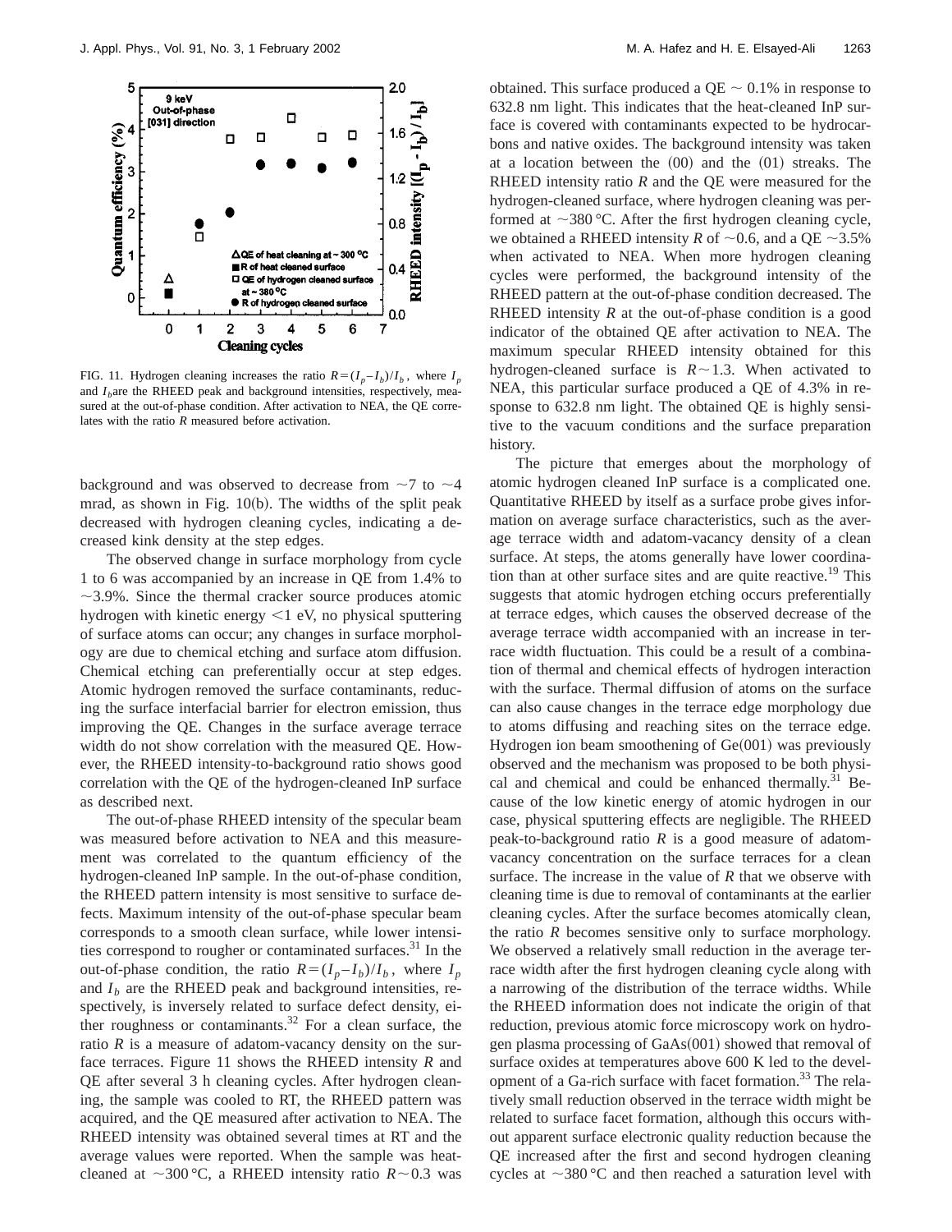FIG. 11. Hydrogen cleaning increases the ratio $R=(I_p-I_b)/I_b$, where $I_p$ and $I_b$ are the RHEED peak and background intensities, respectively, measured at the out-of-phase condition. After activation to NEA, the QE correlates with the ratio $R$ measured before activation.

background and was observed to decrease from ~7 to ~4 mrad, as shown in Fig. 10(b). The widths of the split peak decreased with hydrogen cleaning cycles, indicating a decreased kink density at the step edges.

The observed change in surface morphology from cycle 1 to 6 was accompanied by an increase in QE from 1.4% to ~3.9%. Since the thermal cracker source produces atomic hydrogen with kinetic energy <1 eV, no physical sputtering of surface atoms can occur; any changes in surface morphology are due to chemical etching and surface atom diffusion. Chemical etching can preferentially occur at step edges. Atomic hydrogen removed the surface contaminants, reducing the surface interfacial barrier for electron emission, thus improving the QE. Changes in the surface average terrace width do not show correlation with the measured QE. However, the RHEED intensity-to-background ratio shows good correlation with the QE of the hydrogen-cleaned InP surface as described next.

The out-of-phase RHEED intensity of the specular beam was measured before activation to NEA and this measurement was correlated to the quantum efficiency of the hydrogen-cleaned InP sample. In the out-of-phase condition, the RHEED pattern intensity is most sensitive to surface defects. Maximum intensity of the out-of-phase specular beam corresponds to a smooth clean surface, while lower intensities correspond to rougher or contaminated surfaces.[31] In the out-of-phase condition, the ratio $R=(I_p-I_b)/I_b$, where $I_p$ and $I_b$ are the RHEED peak and background intensities, respectively, is inversely related to surface defect density, either roughness or contaminants.[32] For a clean surface, the ratio $R$ is a measure of adatom-vacancy density on the surface terraces. Figure 11 shows the RHEED intensity $R$ and QE after several 3 h cleaning cycles. After hydrogen cleaning, the sample was cooled to RT, the RHEED pattern was acquired, and the QE measured after activation to NEA. The RHEED intensity was obtained several times at RT and the average values were reported. When the sample was heat-cleaned at ~300 °C, a RHEED intensity ratio $R$~0.3 was obtained. This surface produced a QE ~ 0.1% in response to 632.8 nm light. This indicates that the heat-cleaned InP surface is covered with contaminants expected to be hydrocarbons and native oxides. The background intensity was taken at a location between the (00) and the (01) streaks. The RHEED intensity ratio $R$ and the QE were measured for the hydrogen-cleaned surface, where hydrogen cleaning was performed at ~380 °C. After the first hydrogen cleaning cycle, we obtained a RHEED intensity $R$ of ~0.6, and a QE ~3.5% when activated to NEA. When more hydrogen cleaning cycles were performed, the background intensity of the RHEED pattern at the out-of-phase condition decreased. The RHEED intensity $R$ at the out-of-phase condition is a good indicator of the obtained QE after activation to NEA. The maximum specular RHEED intensity obtained for this hydrogen-cleaned surface is $R$~1.3. When activated to NEA, this particular surface produced a QE of 4.3% in response to 632.8 nm light. The obtained QE is highly sensitive to the vacuum conditions and the surface preparation history.

The picture that emerges about the morphology of atomic hydrogen cleaned InP surface is a complicated one. Quantitative RHEED by itself as a surface probe gives information on average surface characteristics, such as the average terrace width and adatom-vacancy density of a clean surface. At steps, the atoms generally have lower coordination than at other surface sites and are quite reactive.[19] This suggests that atomic hydrogen etching occurs preferentially at terrace edges, which causes the observed decrease of the average terrace width accompanied with an increase in terrace width fluctuation. This could be a result of a combination of thermal and chemical effects of hydrogen interaction with the surface. Thermal diffusion of atoms on the surface can also cause changes in the terrace edge morphology due to atoms diffusing and reaching sites on the terrace edge. Hydrogen ion beam smoothening of Ge(001) was previously observed and the mechanism was proposed to be both physical and chemical and could be enhanced thermally.[31] Because of the low kinetic energy of atomic hydrogen in our case, physical sputtering effects are negligible. The RHEED peak-to-background ratio $R$ is a good measure of adatom-vacancy concentration on the surface terraces for a clean surface. The increase in the value of $R$ that we observe with cleaning time is due to removal of contaminants at the earlier cleaning cycles. After the surface becomes atomically clean, the ratio $R$ becomes sensitive only to surface morphology. We observed a relatively small reduction in the average terrace width after the first hydrogen cleaning cycle along with a narrowing of the distribution of the terrace widths. While the RHEED information does not indicate the origin of that reduction, previous atomic force microscopy work on hydrogen plasma processing of GaAs(001) showed that removal of surface oxides at temperatures above 600 K led to the development of a Ga-rich surface with facet formation.[33] The relatively small reduction observed in the terrace width might be related to surface facet formation, although this occurs without apparent surface electronic quality reduction because the QE increased after the first and second hydrogen cleaning cycles at ~380 °C and then reached a saturation level with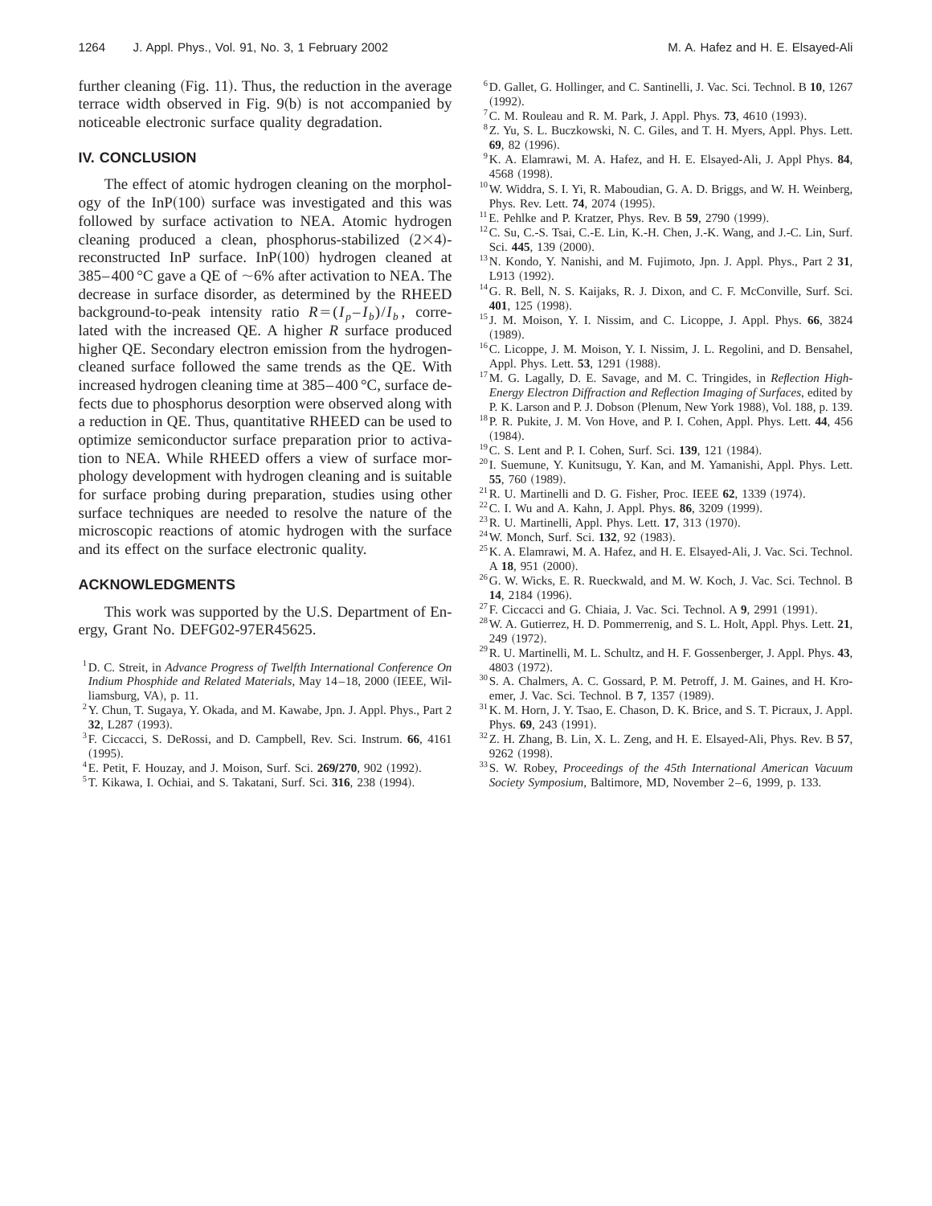further cleaning (Fig. 11). Thus, the reduction in the average terrace width observed in Fig. 9(b) is not accompanied by noticeable electronic surface quality degradation.

## IV. CONCLUSION

The effect of atomic hydrogen cleaning on the morphology of the InP(100) surface was investigated and this was followed by surface activation to NEA. Atomic hydrogen cleaning produced a clean, phosphorus-stabilized $(2\times 4)$-reconstructed InP surface. InP(100) hydrogen cleaned at 385–400 °C gave a QE of ~6% after activation to NEA. The decrease in surface disorder, as determined by the RHEED background-to-peak intensity ratio $R=(I_p-I_b)/I_b$, correlated with the increased QE. A higher $R$ surface produced higher QE. Secondary electron emission from the hydrogen-cleaned surface followed the same trends as the QE. With increased hydrogen cleaning time at 385–400 °C, surface defects due to phosphorus desorption were observed along with a reduction in QE. Thus, quantitative RHEED can be used to optimize semiconductor surface preparation prior to activation to NEA. While RHEED offers a view of surface morphology development with hydrogen cleaning and is suitable for surface probing during preparation, studies using other surface techniques are needed to resolve the nature of the microscopic reactions of atomic hydrogen with the surface and its effect on the surface electronic quality.

## ACKNOWLEDGMENTS

This work was supported by the U.S. Department of Energy, Grant No. DEFG02-97ER45625.

[1] D. C. Streit, in *Advance Progress of Twelfth International Conference On Indium Phosphide and Related Materials*, May 14–18, 2000 (IEEE, Williamsburg, VA), p. 11.
[2] Y. Chun, T. Sugaya, Y. Okada, and M. Kawabe, Jpn. J. Appl. Phys., Part 2 **32**, L287 (1993).
[3] F. Ciccacci, S. DeRossi, and D. Campbell, Rev. Sci. Instrum. **66**, 4161 (1995).
[4] E. Petit, F. Houzay, and J. Moison, Surf. Sci. **269/270**, 902 (1992).
[5] T. Kikawa, I. Ochiai, and S. Takatani, Surf. Sci. **316**, 238 (1994).
[6] D. Gallet, G. Hollinger, and C. Santinelli, J. Vac. Sci. Technol. B **10**, 1267 (1992).
[7] C. M. Rouleau and R. M. Park, J. Appl. Phys. **73**, 4610 (1993).
[8] Z. Yu, S. L. Buczkowski, N. C. Giles, and T. H. Myers, Appl. Phys. Lett. **69**, 82 (1996).
[9] K. A. Elamrawi, M. A. Hafez, and H. E. Elsayed-Ali, J. Appl Phys. **84**, 4568 (1998).
[10] W. Widdra, S. I. Yi, R. Maboudian, G. A. D. Briggs, and W. H. Weinberg, Phys. Rev. Lett. **74**, 2074 (1995).
[11] E. Pehlke and P. Kratzer, Phys. Rev. B **59**, 2790 (1999).
[12] C. Su, C.-S. Tsai, C.-E. Lin, K.-H. Chen, J.-K. Wang, and J.-C. Lin, Surf. Sci. **445**, 139 (2000).
[13] N. Kondo, Y. Nanishi, and M. Fujimoto, Jpn. J. Appl. Phys., Part 2 **31**, L913 (1992).
[14] G. R. Bell, N. S. Kaijaks, R. J. Dixon, and C. F. McConville, Surf. Sci. **401**, 125 (1998).
[15] J. M. Moison, Y. I. Nissim, and C. Licoppe, J. Appl. Phys. **66**, 3824 (1989).
[16] C. Licoppe, J. M. Moison, Y. I. Nissim, J. L. Regolini, and D. Bensahel, Appl. Phys. Lett. **53**, 1291 (1988).
[17] M. G. Lagally, D. E. Savage, and M. C. Tringides, in *Reflection High-Energy Electron Diffraction and Reflection Imaging of Surfaces*, edited by P. K. Larson and P. J. Dobson (Plenum, New York 1988), Vol. 188, p. 139.
[18] P. R. Pukite, J. M. Von Hove, and P. I. Cohen, Appl. Phys. Lett. **44**, 456 (1984).
[19] C. S. Lent and P. I. Cohen, Surf. Sci. **139**, 121 (1984).
[20] I. Suemune, Y. Kunitsugu, Y. Kan, and M. Yamanishi, Appl. Phys. Lett. **55**, 760 (1989).
[21] R. U. Martinelli and D. G. Fisher, Proc. IEEE **62**, 1339 (1974).
[22] C. I. Wu and A. Kahn, J. Appl. Phys. **86**, 3209 (1999).
[23] R. U. Martinelli, Appl. Phys. Lett. **17**, 313 (1970).
[24] W. Monch, Surf. Sci. **132**, 92 (1983).
[25] K. A. Elamrawi, M. A. Hafez, and H. E. Elsayed-Ali, J. Vac. Sci. Technol. A **18**, 951 (2000).
[26] G. W. Wicks, E. R. Rueckwald, and M. W. Koch, J. Vac. Sci. Technol. B **14**, 2184 (1996).
[27] F. Ciccacci and G. Chiaia, J. Vac. Sci. Technol. A **9**, 2991 (1991).
[28] W. A. Gutierrez, H. D. Pommerrenig, and S. L. Holt, Appl. Phys. Lett. **21**, 249 (1972).
[29] R. U. Martinelli, M. L. Schultz, and H. F. Gossenberger, J. Appl. Phys. **43**, 4803 (1972).
[30] S. A. Chalmers, A. C. Gossard, P. M. Petroff, J. M. Gaines, and H. Kroemer, J. Vac. Sci. Technol. B **7**, 1357 (1989).
[31] K. M. Horn, J. Y. Tsao, E. Chason, D. K. Brice, and S. T. Picraux, J. Appl. Phys. **69**, 243 (1991).
[32] Z. H. Zhang, B. Lin, X. L. Zeng, and H. E. Elsayed-Ali, Phys. Rev. B **57**, 9262 (1998).
[33] S. W. Robey, *Proceedings of the 45th International American Vacuum Society Symposium*, Baltimore, MD, November 2–6, 1999, p. 133.